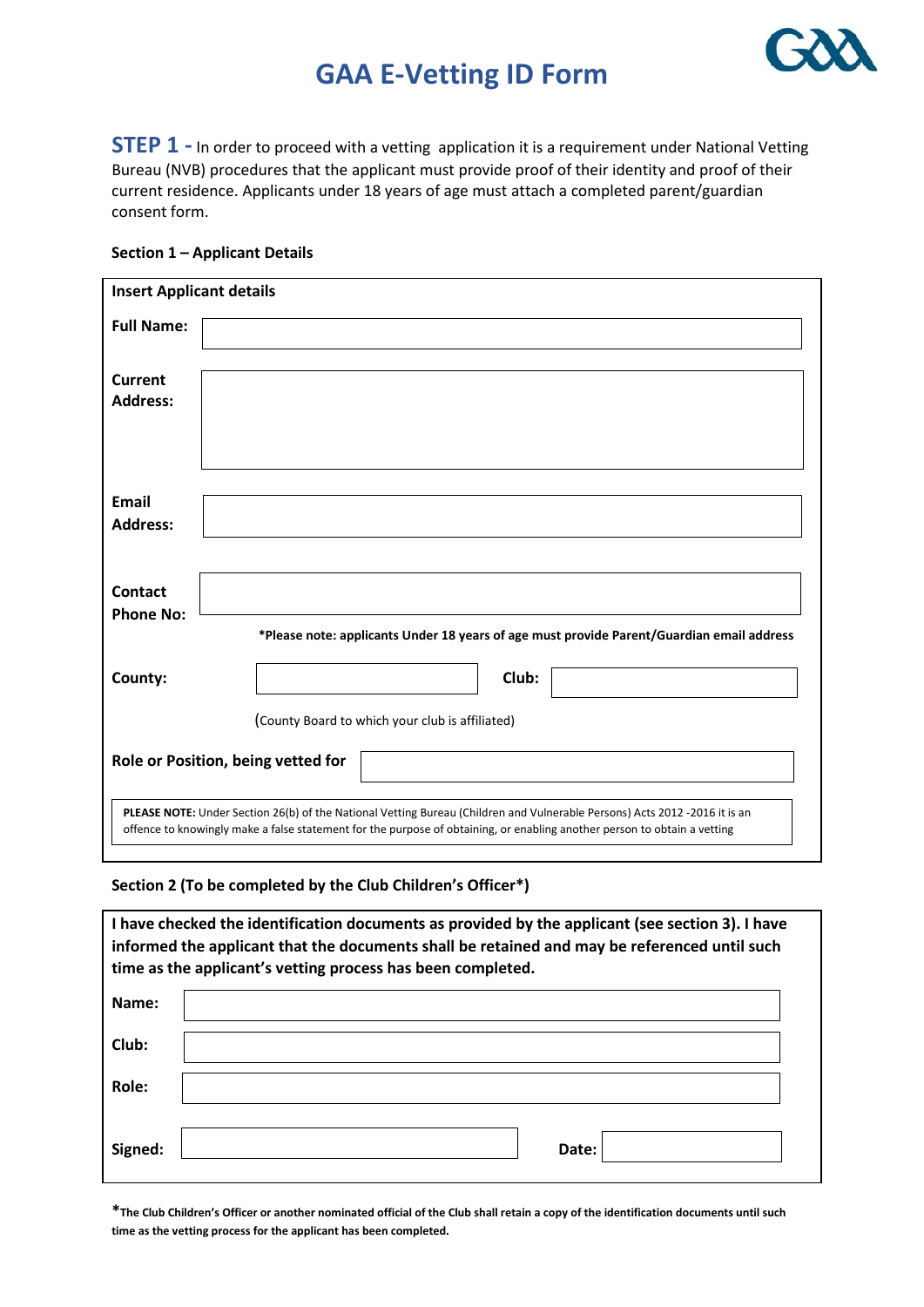# GAA E-Vetting ID Form

**STEP 1 -** In order to proceed with a vetting application it is a requirement under National Vetting Bureau (NVB) procedures that the applicant must provide proof of their identity and proof of their current residence. Applicants under 18 years of age must attach a completed parent/guardian consent form.

**Section 1 – Applicant Details**

**Insert Applicant details**

| | |
|---|---|
| **Full Name:** | |
| **Current Address:** | |
| **Email Address:** | |
| **Contact Phone No:** | |

***Please note: applicants Under 18 years of age must provide Parent/Guardian email address**

| | | | |
|---|---|---|---|
| **County:** | | **Club:** | |

(County Board to which your club is affiliated)

| | |
|---|---|
| **Role or Position, being vetted for** | |

**PLEASE NOTE:** Under Section 26(b) of the National Vetting Bureau (Children and Vulnerable Persons) Acts 2012 -2016 it is an offence to knowingly make a false statement for the purpose of obtaining, or enabling another person to obtain a vetting

**Section 2 (To be completed by the Club Children's Officer*)**

**I have checked the identification documents as provided by the applicant (see section 3). I have informed the applicant that the documents shall be retained and may be referenced until such time as the applicant's vetting process has been completed.**

| | | | |
|---|---|---|---|
| **Name:** | | | |
| **Club:** | | | |
| **Role:** | | | |
| **Signed:** | | **Date:** | |

***The Club Children's Officer or another nominated official of the Club shall retain a copy of the identification documents until such time as the vetting process for the applicant has been completed.**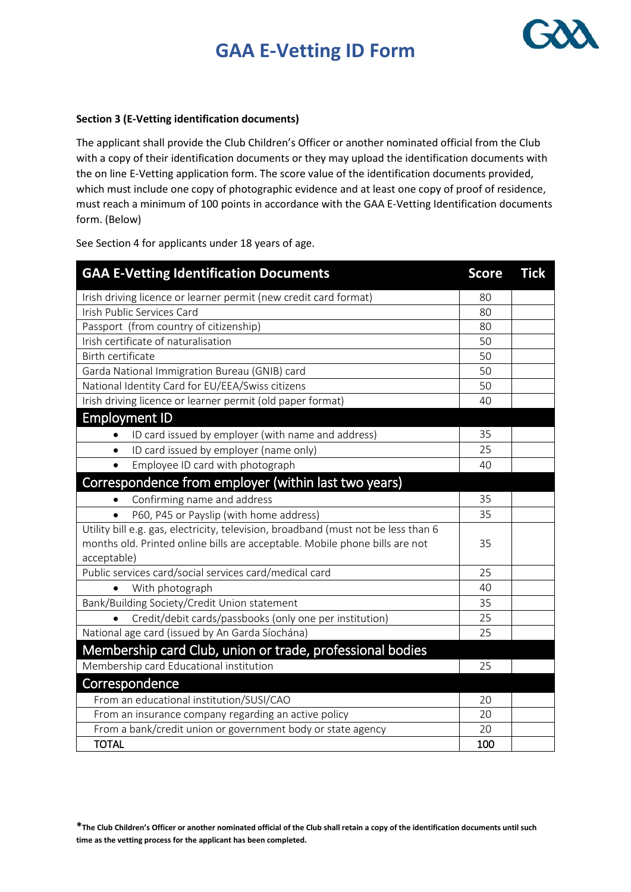# GAA E-Vetting ID Form

**Section 3 (E-Vetting identification documents)**

The applicant shall provide the Club Children's Officer or another nominated official from the Club with a copy of their identification documents or they may upload the identification documents with the on line E-Vetting application form. The score value of the identification documents provided, which must include one copy of photographic evidence and at least one copy of proof of residence, must reach a minimum of 100 points in accordance with the GAA E-Vetting Identification documents form. (Below)

See Section 4 for applicants under 18 years of age.

| GAA E-Vetting Identification Documents | Score | Tick |
|---|---|---|
| Irish driving licence or learner permit (new credit card format) | 80 | |
| Irish Public Services Card | 80 | |
| Passport (from country of citizenship) | 80 | |
| Irish certificate of naturalisation | 50 | |
| Birth certificate | 50 | |
| Garda National Immigration Bureau (GNIB) card | 50 | |
| National Identity Card for EU/EEA/Swiss citizens | 50 | |
| Irish driving licence or learner permit (old paper format) | 40 | |
| **Employment ID** | | |
| • ID card issued by employer (with name and address) | 35 | |
| • ID card issued by employer (name only) | 25 | |
| • Employee ID card with photograph | 40 | |
| **Correspondence from employer (within last two years)** | | |
| • Confirming name and address | 35 | |
| • P60, P45 or Payslip (with home address) | 35 | |
| Utility bill e.g. gas, electricity, television, broadband (must not be less than 6 months old. Printed online bills are acceptable. Mobile phone bills are not acceptable) | 35 | |
| Public services card/social services card/medical card | 25 | |
| • With photograph | 40 | |
| Bank/Building Society/Credit Union statement | 35 | |
| • Credit/debit cards/passbooks (only one per institution) | 25 | |
| National age card (issued by An Garda Síochána) | 25 | |
| **Membership card Club, union or trade, professional bodies** | | |
| Membership card Educational institution | 25 | |
| **Correspondence** | | |
| From an educational institution/SUSI/CAO | 20 | |
| From an insurance company regarding an active policy | 20 | |
| From a bank/credit union or government body or state agency | 20 | |
| TOTAL | 100 | |

***The Club Children's Officer or another nominated official of the Club shall retain a copy of the identification documents until such time as the vetting process for the applicant has been completed.**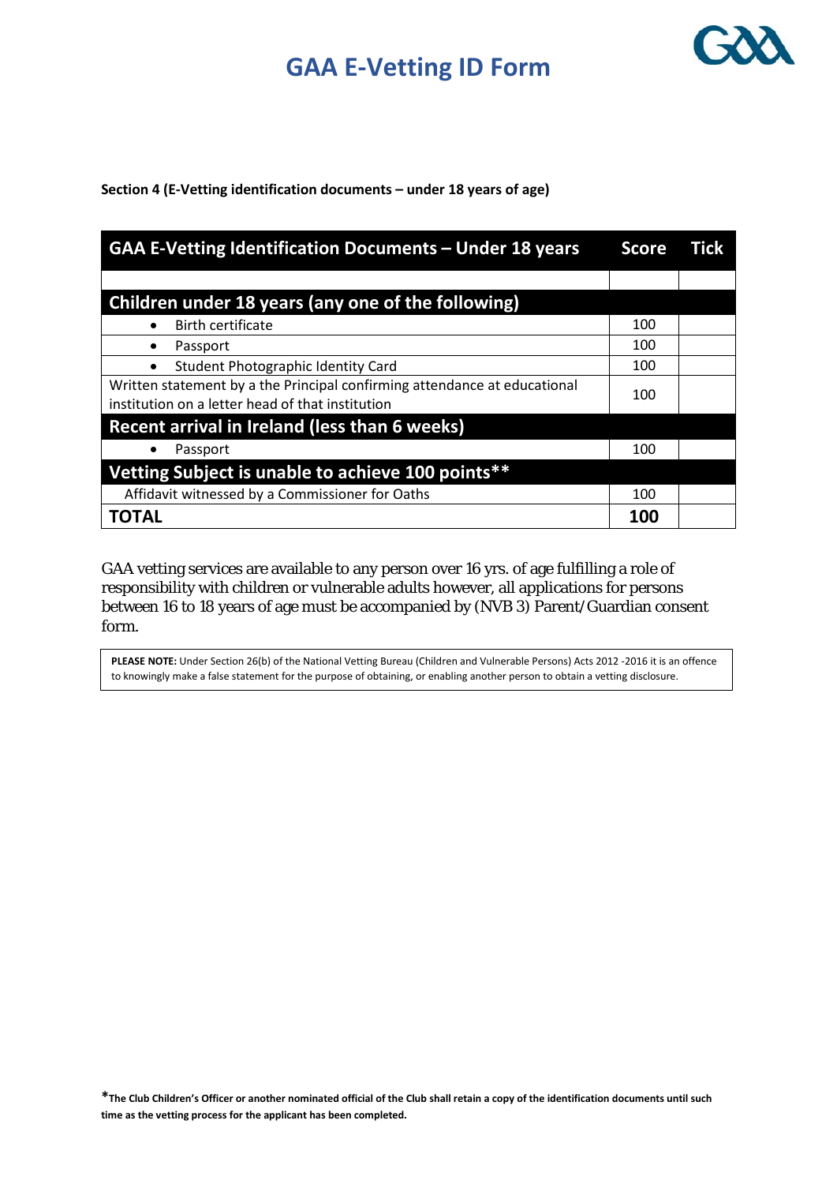# GAA E-Vetting ID Form

**Section 4 (E-Vetting identification documents – under 18 years of age)**

| GAA E-Vetting Identification Documents – Under 18 years | Score | Tick |
|---|---|---|
| | | |
| **Children under 18 years (any one of the following)** | | |
| • Birth certificate | 100 | |
| • Passport | 100 | |
| • Student Photographic Identity Card | 100 | |
| Written statement by a the Principal confirming attendance at educational institution on a letter head of that institution | 100 | |
| **Recent arrival in Ireland (less than 6 weeks)** | | |
| • Passport | 100 | |
| **Vetting Subject is unable to achieve 100 points**** | | |
| Affidavit witnessed by a Commissioner for Oaths | 100 | |
| **TOTAL** | **100** | |

GAA vetting services are available to any person over 16 yrs. of age fulfilling a role of responsibility with children or vulnerable adults however, all applications for persons between 16 to 18 years of age must be accompanied by (NVB 3) Parent/Guardian consent form.

**PLEASE NOTE:** Under Section 26(b) of the National Vetting Bureau (Children and Vulnerable Persons) Acts 2012 -2016 it is an offence to knowingly make a false statement for the purpose of obtaining, or enabling another person to obtain a vetting disclosure.

***The Club Children's Officer or another nominated official of the Club shall retain a copy of the identification documents until such time as the vetting process for the applicant has been completed.**